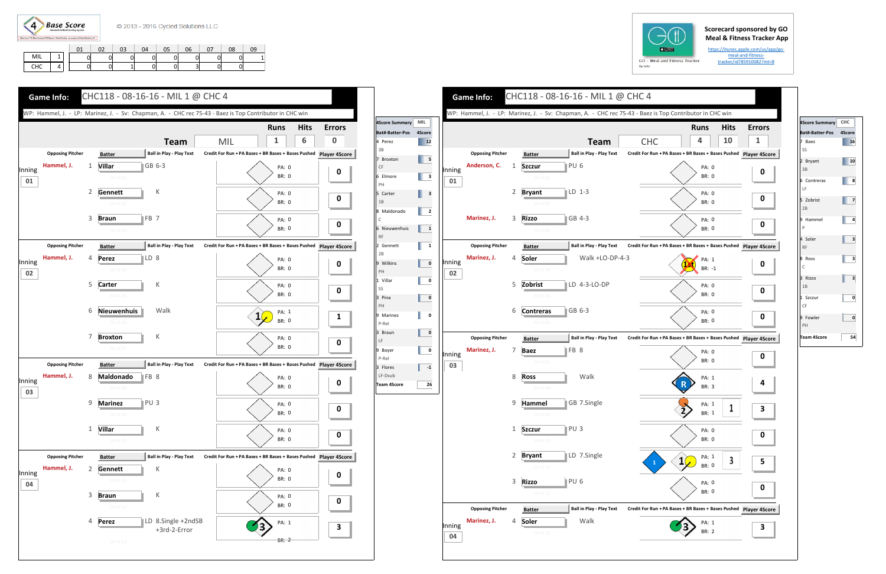4 Base Score

© 2013 - 2016 Cycled Solutions LLC

| | | 01 | 02 | 03 | 04 | 05 | 06 | 07 | 08 | 09 |
|---|---|---|---|---|---|---|---|---|---|---|
| MIL | 1 | 0 | 0 | 0 | 0 | 0 | 0 | 0 | 0 | 1 |
| CHC | 4 | 0 | 0 | 1 | 0 | 0 | 3 | 0 | 0 | |

Scorecard sponsored by GO Meal & Fitness Tracker App

https://itunes.apple.com/us/app/go-meal-and-fitness-tracker/id785910082?mt=8

GO - Meal and Fitness Tracker

## Game Info: CHC118 - 08-16-16 - MIL 1 @ CHC 4

WP: Hammel, J. - LP: Marinez, J. - Sv: Chapman, A. - CHC rec 75-43 - Baez is Top Contributor in CHC win

| Team | Runs | Hits | Errors |
|---|---|---|---|
| MIL | 1 | 6 | 0 |

| Inning | Opposing Pitcher | # | Batter | Ball in Play - Play Text | Credit For Run + PA Bases + BR Bases + Bases Pushed | Player 4Score |
|---|---|---|---|---|---|---|
| 01 | Hammel, J. | 1 | Villar | GB 6-3 | PA: 0 BR: 0 | 0 |
| | | 2 | Gennett | K | PA: 0 BR: 0 | 0 |
| | | 3 | Braun | FB 7 | PA: 0 BR: 0 | 0 |
| 02 | Hammel, J. | 4 | Perez | LD 8 | PA: 0 BR: 0 | 0 |
| | | 5 | Carter | K | PA: 0 BR: 0 | 0 |
| | | 6 | Nieuwenhuis | Walk | PA: 1 BR: 0 | 1 |
| | | 7 | Broxton | K | PA: 0 BR: 0 | 0 |
| 03 | Hammel, J. | 8 | Maldonado | FB 8 | PA: 0 BR: 0 | 0 |
| | | 9 | Marinez | PU 3 | PA: 0 BR: 0 | 0 |
| | | 1 | Villar | K | PA: 0 BR: 0 | 0 |
| 04 | Hammel, J. | 2 | Gennett | K | PA: 0 BR: 0 | 0 |
| | | 3 | Braun | K | PA: 0 BR: 0 | 0 |
| | | 4 | Perez | LD 8.Single +2ndSB +3rd-2-Error | PA: 1 BR: 2 | 3 |

| 4Score Summary MIL Bat#-Batter-Pos | 4Score |
|---|---|
| 4 Perez 3B | 12 |
| 7 Broxton CF | 5 |
| 6 Elmore PH | 3 |
| 5 Carter 1B | 3 |
| 8 Maldonado C | 2 |
| 6 Nieuwenhuis RF | 1 |
| 2 Gennett 2B | 1 |
| 9 Wilkins PH | 0 |
| 1 Villar SS | 0 |
| 3 Pina PH | 0 |
| 9 Marinez P-Rel | 0 |
| 3 Braun LF | 0 |
| 9 Boyer P-Rel | 0 |
| 3 Flores LF-Dsub | -1 |
| Team 4Score | 26 |

## Game Info: CHC118 - 08-16-16 - MIL 1 @ CHC 4

WP: Hammel, J. - LP: Marinez, J. - Sv: Chapman, A. - CHC rec 75-43 - Baez is Top Contributor in CHC win

| Team | Runs | Hits | Errors |
|---|---|---|---|
| CHC | 4 | 10 | 1 |

| Inning | Opposing Pitcher | # | Batter | Ball in Play - Play Text | Credit For Run + PA Bases + BR Bases + Bases Pushed | Player 4Score |
|---|---|---|---|---|---|---|
| 01 | Anderson, C. | 1 | Szczur | PU 6 | PA: 0 BR: 0 | 0 |
| | | 2 | Bryant | LD 1-3 | PA: 0 BR: 0 | 0 |
| | Marinez, J. | 3 | Rizzo | GB 4-3 | PA: 0 BR: 0 | 0 |
| 02 | Marinez, J. | 4 | Soler | Walk +LO-DP-4-3 | 1st PA: 1 BR: -1 | 0 |
| | | 5 | Zobrist | LD 4-3-LO-DP | PA: 0 BR: 0 | 0 |
| | | 6 | Contreras | GB 6-3 | PA: 0 BR: 0 | 0 |
| 03 | Marinez, J. | 7 | Baez | FB 8 | PA: 0 BR: 0 | 0 |
| | | 8 | Ross | Walk | R PA: 1 BR: 3 | 4 |
| | | 9 | Hammel | GB 7.Single | PA: 1 BR: 1 (1) | 3 |
| | | 1 | Szczur | PU 3 | PA: 0 BR: 0 | 0 |
| | | 2 | Bryant | LD 7.Single | 1 PA: 1 BR: 0 (3) | 5 |
| | | 3 | Rizzo | PU 6 | PA: 0 BR: 0 | 0 |
| 04 | Marinez, J. | 4 | Soler | Walk | PA: 1 BR: 2 | 3 |

| 4Score Summary CHC Bat#-Batter-Pos | 4Score |
|---|---|
| 7 Baez SS | 16 |
| 2 Bryant 3B | 10 |
| 6 Contreras LF | 8 |
| 5 Zobrist 2B | 7 |
| 9 Hammel P | 4 |
| 4 Soler RF | 3 |
| 8 Ross C | 3 |
| 3 Rizzo 1B | 3 |
| 1 Szczur CF | 0 |
| 9 Fowler PH | 0 |
| Team 4Score | 54 |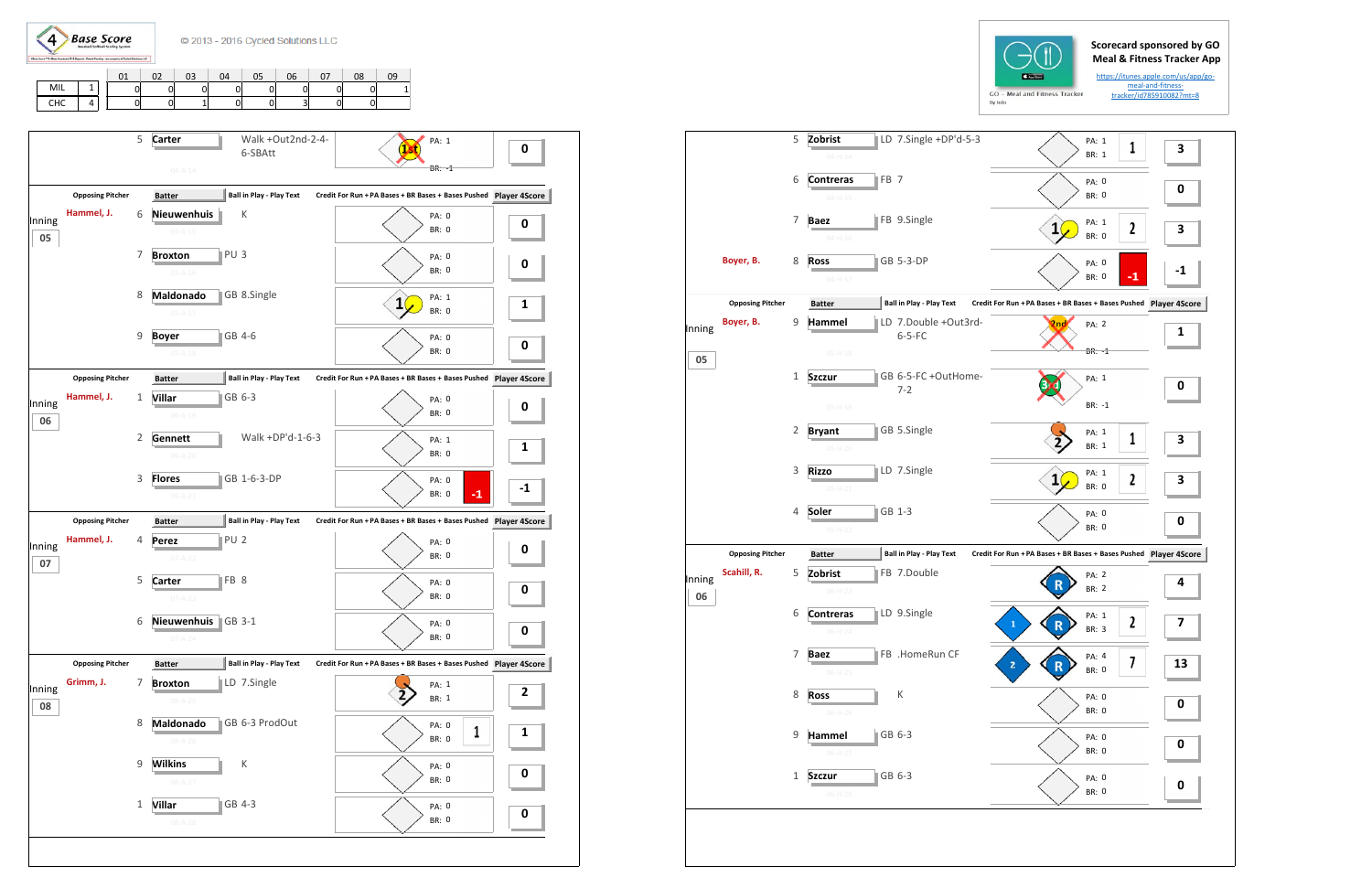4 Base Score

© 2013 - 2016 Cycled Solutions LLC

| | | 01 | 02 | 03 | 04 | 05 | 06 | 07 | 08 | 09 |
|---|---|---|---|---|---|---|---|---|---|---|
| MIL | 1 | 0 | 0 | 0 | 0 | 0 | 0 | 0 | 0 | 1 |
| CHC | 4 | 0 | 0 | 1 | 0 | 0 | 3 | 0 | 0 | |

Scorecard sponsored by GO Meal & Fitness Tracker App

https://itunes.apple.com/us/app/go-meal-and-fitness-tracker/id785910082?mt=8

GO - Meal and Fitness Tracker

| Inning | Opposing Pitcher | # | Batter | Ball in Play - Play Text | Credit For Run + PA Bases + BR Bases + Bases Pushed | Player 4Score |
|---|---|---|---|---|---|---|
| | | 5 | Carter | Walk +Out2nd-2-4-6-SBAtt | 1st; PA: 1; BR: -1 | 0 |
| 05 | Hammel, J. | 6 | Nieuwenhuis | K | PA: 0; BR: 0 | 0 |
| | | 7 | Broxton | PU 3 | PA: 0; BR: 0 | 0 |
| | | 8 | Maldonado | GB 8.Single | 1; PA: 1; BR: 0 | 1 |
| | | 9 | Boyer | GB 4-6 | PA: 0; BR: 0 | 0 |
| 06 | Hammel, J. | 1 | Villar | GB 6-3 | PA: 0; BR: 0 | 0 |
| | | 2 | Gennett | Walk +DP'd-1-6-3 | PA: 1; BR: 0 | 1 |
| | | 3 | Flores | GB 1-6-3-DP | PA: 0; BR: 0; -1 | -1 |
| 07 | Hammel, J. | 4 | Perez | PU 2 | PA: 0; BR: 0 | 0 |
| | | 5 | Carter | FB 8 | PA: 0; BR: 0 | 0 |
| | | 6 | Nieuwenhuis | GB 3-1 | PA: 0; BR: 0 | 0 |
| 08 | Grimm, J. | 7 | Broxton | LD 7.Single | 2; PA: 1; BR: 1 | 2 |
| | | 8 | Maldonado | GB 6-3 ProdOut | PA: 0; BR: 0; 1 | 1 |
| | | 9 | Wilkins | K | PA: 0; BR: 0 | 0 |
| | | 1 | Villar | GB 4-3 | PA: 0; BR: 0 | 0 |

| Inning | Opposing Pitcher | # | Batter | Ball in Play - Play Text | Credit For Run + PA Bases + BR Bases + Bases Pushed | Player 4Score |
|---|---|---|---|---|---|---|
| | | 5 | Zobrist | LD 7.Single +DP'd-5-3 | PA: 1; BR: 1; 1 | 3 |
| | | 6 | Contreras | FB 7 | PA: 0; BR: 0 | 0 |
| | | 7 | Baez | FB 9.Single | 1; PA: 1; BR: 0; 2 | 3 |
| | Boyer, B. | 8 | Ross | GB 5-3-DP | PA: 0; BR: 0; -1 | -1 |
| 05 | Boyer, B. | 9 | Hammel | LD 7.Double +Out3rd-6-5-FC | 2nd; PA: 2; BR: -1 | 1 |
| | | 1 | Szczur | GB 6-5-FC +OutHome-7-2 | 3rd; PA: 1; BR: -1 | 0 |
| | | 2 | Bryant | GB 5.Single | 2; PA: 1; BR: 1; 1 | 3 |
| | | 3 | Rizzo | LD 7.Single | 1; PA: 1; BR: 0; 2 | 3 |
| | | 4 | Soler | GB 1-3 | PA: 0; BR: 0 | 0 |
| 06 | Scahill, R. | 5 | Zobrist | FB 7.Double | R; PA: 2; BR: 2 | 4 |
| | | 6 | Contreras | LD 9.Single | 1; R; PA: 1; BR: 3; 2 | 7 |
| | | 7 | Baez | FB .HomeRun CF | 2; R; PA: 4; BR: 0; 7 | 13 |
| | | 8 | Ross | K | PA: 0; BR: 0 | 0 |
| | | 9 | Hammel | GB 6-3 | PA: 0; BR: 0 | 0 |
| | | 1 | Szczur | GB 6-3 | PA: 0; BR: 0 | 0 |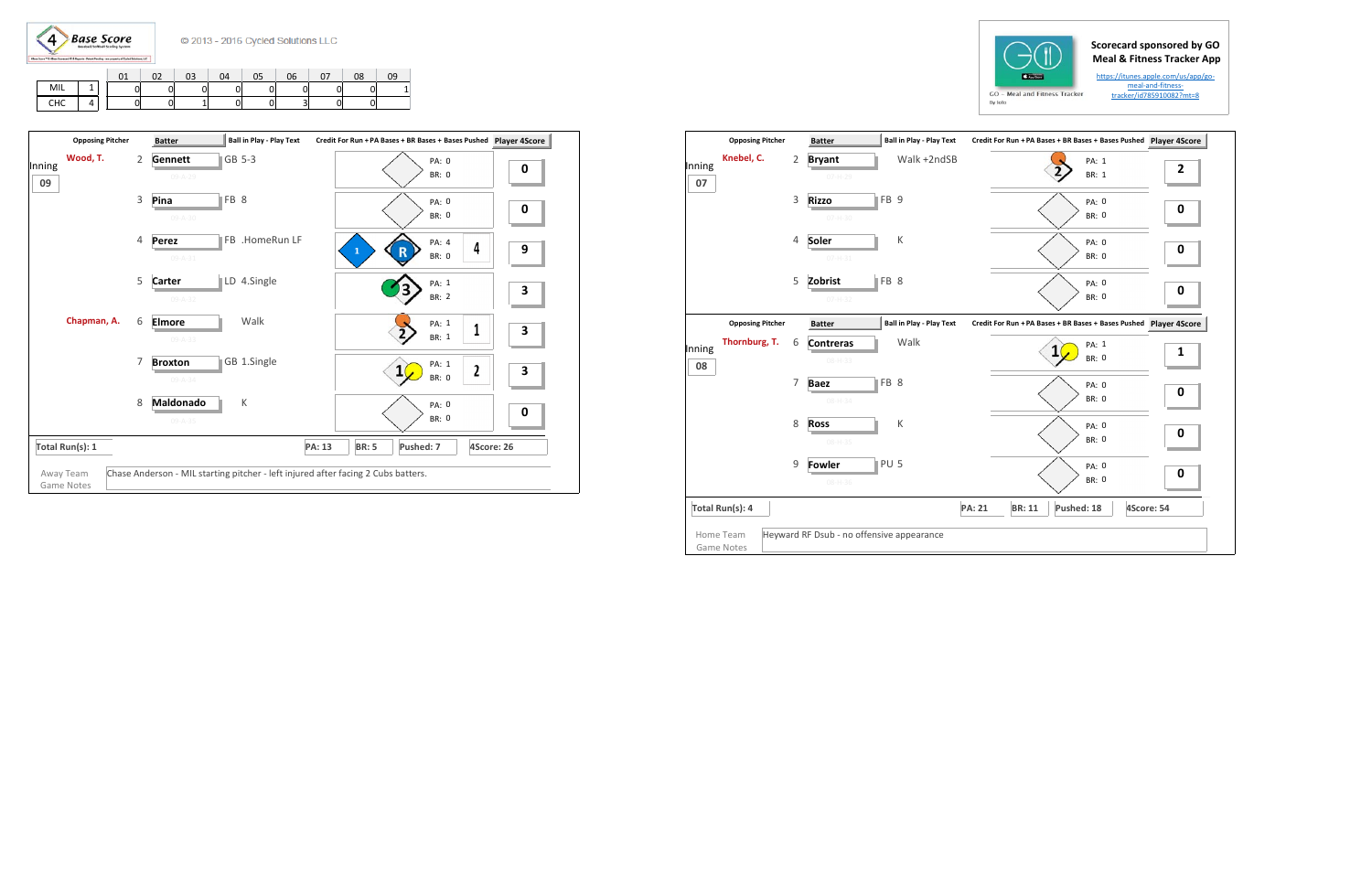4 Base Score

© 2013 - 2016 Cycled Solutions LLC

| | | 01 | 02 | 03 | 04 | 05 | 06 | 07 | 08 | 09 |
|---|---|---|---|---|---|---|---|---|---|---|
| MIL | 1 | 0 | 0 | 0 | 0 | 0 | 0 | 0 | 0 | 1 |
| CHC | 4 | 0 | 0 | 1 | 0 | 0 | 3 | 0 | 0 | |

Scorecard sponsored by GO Meal & Fitness Tracker App

https://itunes.apple.com/us/app/go-meal-and-fitness-tracker/id785910082?mt=8

## Inning 09

| Opposing Pitcher | | Batter | Ball in Play - Play Text | Credit For Run + PA Bases + BR Bases + Bases Pushed | Player 4Score |
|---|---|---|---|---|---|
| Wood, T. | 2 | Gennett | GB 5-3 | PA: 0 BR: 0 | 0 |
| | 3 | Pina | FB 8 | PA: 0 BR: 0 | 0 |
| | 4 | Perez | FB .HomeRun LF | 1 R PA: 4 BR: 0 4 | 9 |
| | 5 | Carter | LD 4.Single | 3 PA: 1 BR: 2 | 3 |
| Chapman, A. | 6 | Elmore | Walk | 2 PA: 1 BR: 1 1 | 3 |
| | 7 | Broxton | GB 1.Single | 1 PA: 1 BR: 0 2 | 3 |
| | 8 | Maldonado | K | PA: 0 BR: 0 | 0 |

Total Run(s): 1 | PA: 13 | BR: 5 | Pushed: 7 | 4Score: 26

Away Team Game Notes: Chase Anderson - MIL starting pitcher - left injured after facing 2 Cubs batters.

## Inning 07

| Opposing Pitcher | | Batter | Ball in Play - Play Text | Credit For Run + PA Bases + BR Bases + Bases Pushed | Player 4Score |
|---|---|---|---|---|---|
| Knebel, C. | 2 | Bryant | Walk +2ndSB | 2 PA: 1 BR: 1 | 2 |
| | 3 | Rizzo | FB 9 | PA: 0 BR: 0 | 0 |
| | 4 | Soler | K | PA: 0 BR: 0 | 0 |
| | 5 | Zobrist | FB 8 | PA: 0 BR: 0 | 0 |

## Inning 08

| Opposing Pitcher | | Batter | Ball in Play - Play Text | Credit For Run + PA Bases + BR Bases + Bases Pushed | Player 4Score |
|---|---|---|---|---|---|
| Thornburg, T. | 6 | Contreras | Walk | 1 PA: 1 BR: 0 | 1 |
| | 7 | Baez | FB 8 | PA: 0 BR: 0 | 0 |
| | 8 | Ross | K | PA: 0 BR: 0 | 0 |
| | 9 | Fowler | PU 5 | PA: 0 BR: 0 | 0 |

Total Run(s): 4 | PA: 21 | BR: 11 | Pushed: 18 | 4Score: 54

Home Team Game Notes: Heyward RF Dsub - no offensive appearance